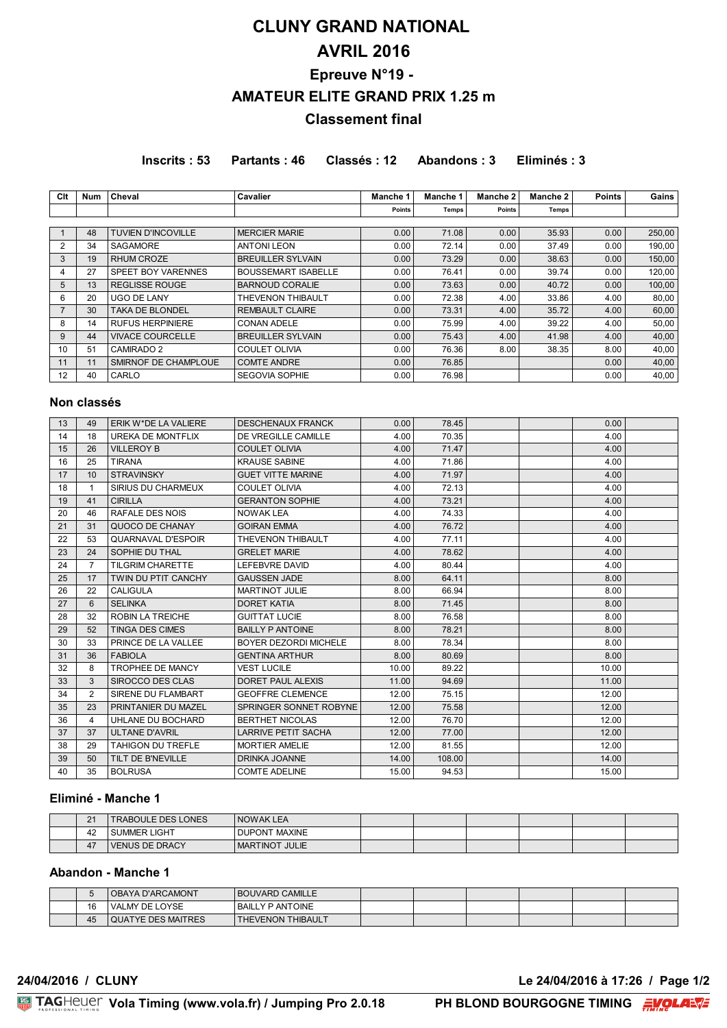# CLUNY GRAND NATIONAL

# AVRIL 2016

## Epreuve N°19 -

## AMATEUR ELITE GRAND PRIX 1.25 m

## Classement final

**Inscrits : 53 Partants : 46 Classés : 12 Abandons : 3 Eliminés : 3**

| Clt | Num | Cheval | Cavalier | Manche 1 | Manche 1 | Manche 2 | Manche 2 | Points | Gains |
|---|---|---|---|---|---|---|---|---|---|
| | | | | Points | Temps | Points | Temps | | |
| 1 | 48 | TUVIEN D'INCOVILLE | MERCIER MARIE | 0.00 | 71.08 | 0.00 | 35.93 | 0.00 | 250,00 |
| 2 | 34 | SAGAMORE | ANTONI LEON | 0.00 | 72.14 | 0.00 | 37.49 | 0.00 | 190,00 |
| 3 | 19 | RHUM CROZE | BREUILLER SYLVAIN | 0.00 | 73.29 | 0.00 | 38.63 | 0.00 | 150,00 |
| 4 | 27 | SPEET BOY VARENNES | BOUSSEMART ISABELLE | 0.00 | 76.41 | 0.00 | 39.74 | 0.00 | 120,00 |
| 5 | 13 | REGLISSE ROUGE | BARNOUD CORALIE | 0.00 | 73.63 | 0.00 | 40.72 | 0.00 | 100,00 |
| 6 | 20 | UGO DE LANY | THEVENON THIBAULT | 0.00 | 72.38 | 4.00 | 33.86 | 4.00 | 80,00 |
| 7 | 30 | TAKA DE BLONDEL | REMBAULT CLAIRE | 0.00 | 73.31 | 4.00 | 35.72 | 4.00 | 60,00 |
| 8 | 14 | RUFUS HERPINIERE | CONAN ADELE | 0.00 | 75.99 | 4.00 | 39.22 | 4.00 | 50,00 |
| 9 | 44 | VIVACE COURCELLE | BREUILLER SYLVAIN | 0.00 | 75.43 | 4.00 | 41.98 | 4.00 | 40,00 |
| 10 | 51 | CAMIRADO 2 | COULET OLIVIA | 0.00 | 76.36 | 8.00 | 38.35 | 8.00 | 40,00 |
| 11 | 11 | SMIRNOF DE CHAMPLOUE | COMTE ANDRE | 0.00 | 76.85 | | | 0.00 | 40,00 |
| 12 | 40 | CARLO | SEGOVIA SOPHIE | 0.00 | 76.98 | | | 0.00 | 40,00 |

### Non classés

| Clt | Num | Cheval | Cavalier | Manche 1 Points | Manche 1 Temps | Manche 2 Points | Manche 2 Temps | Points | Gains |
|---|---|---|---|---|---|---|---|---|---|
| 13 | 49 | ERIK W*DE LA VALIERE | DESCHENAUX FRANCK | 0.00 | 78.45 | | | 0.00 | |
| 14 | 18 | UREKA DE MONTFLIX | DE VREGILLE CAMILLE | 4.00 | 70.35 | | | 4.00 | |
| 15 | 26 | VILLEROY B | COULET OLIVIA | 4.00 | 71.47 | | | 4.00 | |
| 16 | 25 | TIRANA | KRAUSE SABINE | 4.00 | 71.86 | | | 4.00 | |
| 17 | 10 | STRAVINSKY | GUET VITTE MARINE | 4.00 | 71.97 | | | 4.00 | |
| 18 | 1 | SIRIUS DU CHARMEUX | COULET OLIVIA | 4.00 | 72.13 | | | 4.00 | |
| 19 | 41 | CIRILLA | GERANTON SOPHIE | 4.00 | 73.21 | | | 4.00 | |
| 20 | 46 | RAFALE DES NOIS | NOWAK LEA | 4.00 | 74.33 | | | 4.00 | |
| 21 | 31 | QUOCO DE CHANAY | GOIRAN EMMA | 4.00 | 76.72 | | | 4.00 | |
| 22 | 53 | QUARNAVAL D'ESPOIR | THEVENON THIBAULT | 4.00 | 77.11 | | | 4.00 | |
| 23 | 24 | SOPHIE DU THAL | GRELET MARIE | 4.00 | 78.62 | | | 4.00 | |
| 24 | 7 | TILGRIM CHARETTE | LEFEBVRE DAVID | 4.00 | 80.44 | | | 4.00 | |
| 25 | 17 | TWIN DU PTIT CANCHY | GAUSSEN JADE | 8.00 | 64.11 | | | 8.00 | |
| 26 | 22 | CALIGULA | MARTINOT JULIE | 8.00 | 66.94 | | | 8.00 | |
| 27 | 6 | SELINKA | DORET KATIA | 8.00 | 71.45 | | | 8.00 | |
| 28 | 32 | ROBIN LA TREICHE | GUITTAT LUCIE | 8.00 | 76.58 | | | 8.00 | |
| 29 | 52 | TINGA DES CIMES | BAILLY P ANTOINE | 8.00 | 78.21 | | | 8.00 | |
| 30 | 33 | PRINCE DE LA VALLEE | BOYER DEZORDI MICHELE | 8.00 | 78.34 | | | 8.00 | |
| 31 | 36 | FABIOLA | GENTINA ARTHUR | 8.00 | 80.69 | | | 8.00 | |
| 32 | 8 | TROPHEE DE MANCY | VEST LUCILE | 10.00 | 89.22 | | | 10.00 | |
| 33 | 3 | SIROCCO DES CLAS | DORET PAUL ALEXIS | 11.00 | 94.69 | | | 11.00 | |
| 34 | 2 | SIRENE DU FLAMBART | GEOFFRE CLEMENCE | 12.00 | 75.15 | | | 12.00 | |
| 35 | 23 | PRINTANIER DU MAZEL | SPRINGER SONNET ROBYNE | 12.00 | 75.58 | | | 12.00 | |
| 36 | 4 | UHLANE DU BOCHARD | BERTHET NICOLAS | 12.00 | 76.70 | | | 12.00 | |
| 37 | 37 | ULTANE D'AVRIL | LARRIVE PETIT SACHA | 12.00 | 77.00 | | | 12.00 | |
| 38 | 29 | TAHIGON DU TREFLE | MORTIER AMELIE | 12.00 | 81.55 | | | 12.00 | |
| 39 | 50 | TILT DE B'NEVILLE | DRINKA JOANNE | 14.00 | 108.00 | | | 14.00 | |
| 40 | 35 | BOLRUSA | COMTE ADELINE | 15.00 | 94.53 | | | 15.00 | |

### Eliminé - Manche 1

| Clt | Num | Cheval | Cavalier | Manche 1 Points | Manche 1 Temps | Manche 2 Points | Manche 2 Temps | Points | Gains |
|---|---|---|---|---|---|---|---|---|---|
| | 21 | TRABOULE DES LONES | NOWAK LEA | | | | | | |
| | 42 | SUMMER LIGHT | DUPONT MAXINE | | | | | | |
| | 47 | VENUS DE DRACY | MARTINOT JULIE | | | | | | |

### Abandon - Manche 1

| Clt | Num | Cheval | Cavalier | Manche 1 Points | Manche 1 Temps | Manche 2 Points | Manche 2 Temps | Points | Gains |
|---|---|---|---|---|---|---|---|---|---|
| | 5 | OBAYA D'ARCAMONT | BOUVARD CAMILLE | | | | | | |
| | 16 | VALMY DE LOYSE | BAILLY P ANTOINE | | | | | | |
| | 45 | QUATYE DES MAITRES | THEVENON THIBAULT | | | | | | |

**24/04/2016 / CLUNY** **Le 24/04/2016 à 17:26**

TAGHeuer **Vola Timing (www.vola.fr) / Jumping Pro 2.0.18** **PH BLOND BOURGOGNE TIMING**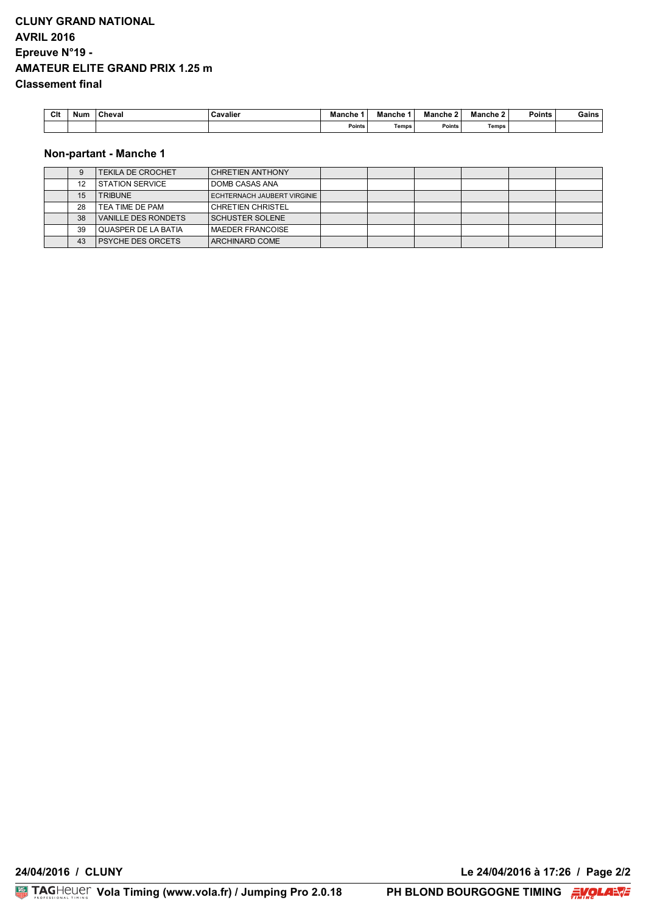**CLUNY GRAND NATIONAL**

**AVRIL 2016**

**Epreuve N°19 -**

**AMATEUR ELITE GRAND PRIX 1.25 m**

**Classement final**

| Clt | Num | Cheval | Cavalier | Manche 1 Points | Manche 1 Temps | Manche 2 Points | Manche 2 Temps | Points | Gains |
|---|---|---|---|---|---|---|---|---|---|

## Non-partant - Manche 1

| Clt | Num | Cheval | Cavalier | Manche 1 Points | Manche 1 Temps | Manche 2 Points | Manche 2 Temps | Points | Gains |
|---|---|---|---|---|---|---|---|---|---|
| | 9 | TEKILA DE CROCHET | CHRETIEN ANTHONY | | | | | | |
| | 12 | STATION SERVICE | DOMB CASAS ANA | | | | | | |
| | 15 | TRIBUNE | ECHTERNACH JAUBERT VIRGINIE | | | | | | |
| | 28 | TEA TIME DE PAM | CHRETIEN CHRISTEL | | | | | | |
| | 38 | VANILLE DES RONDETS | SCHUSTER SOLENE | | | | | | |
| | 39 | QUASPER DE LA BATIA | MAEDER FRANCOISE | | | | | | |
| | 43 | PSYCHE DES ORCETS | ARCHINARD COME | | | | | | |

**24/04/2016 / CLUNY** — **Le 24/04/2016 à 17:26**

TAGHeuer **Vola Timing (www.vola.fr) / Jumping Pro 2.0.18** — **PH BLOND BOURGOGNE TIMING**